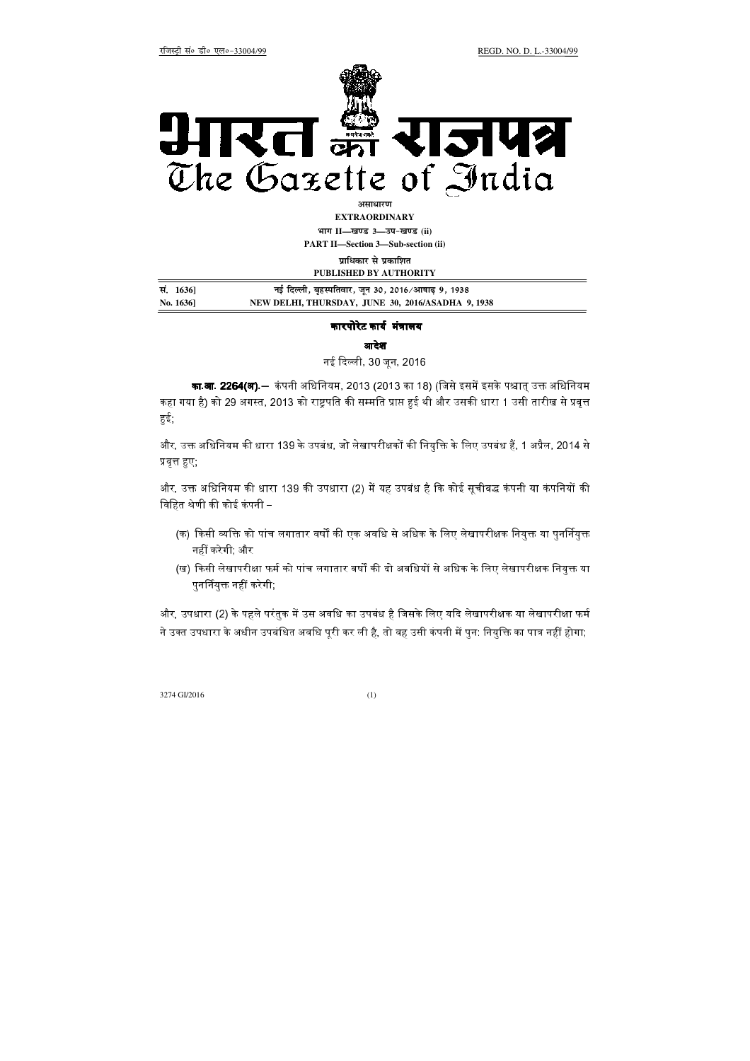रजिस्ट्री सं० डी० एल०-33004/99 REGD. NO. D. L.-33004/99

# भारत का राजपत्र
# The Gazette of India

असाधारण
**EXTRAORDINARY**
भाग II—खण्ड 3—उप-खण्ड (ii)
**PART II—Section 3—Sub-section (ii)**
प्राधिकार से प्रकाशित
**PUBLISHED BY AUTHORITY**

| | |
|---|---|
| सं. 1636] | नई दिल्ली, बृहस्पतिवार, जून 30, 2016/आषाढ़ 9, 1938 |
| No. 1636] | NEW DELHI, THURSDAY, JUNE 30, 2016/ASADHA 9, 1938 |

## कारपोरेट कार्य मंत्रालय

### आदेश

नई दिल्ली, 30 जून, 2016

**का.आ. 2264(अ).**— कंपनी अधिनियम, 2013 (2013 का 18) (जिसे इसमें इसके पश्चात् उक्त अधिनियम कहा गया है) को 29 अगस्त, 2013 को राष्ट्रपति की सम्मति प्राप्त हुई थी और उसकी धारा 1 उसी तारीख से प्रवृत्त हुई;

और, उक्त अधिनियम की धारा 139 के उपबंध, जो लेखापरीक्षकों की नियुक्ति के लिए उपबंध हैं, 1 अप्रैल, 2014 से प्रवृत्त हुए;

और, उक्त अधिनियम की धारा 139 की उपधारा (2) में यह उपबंध है कि कोई सूचीबद्ध कंपनी या कंपनियों की विहित श्रेणी की कोई कंपनी –

(क) किसी व्यक्ति को पांच लगातार वर्षों की एक अवधि से अधिक के लिए लेखापरीक्षक नियुक्त या पुनर्नियुक्त नहीं करेगी; और

(ख) किसी लेखापरीक्षा फर्म को पांच लगातार वर्षों की दो अवधियों से अधिक के लिए लेखापरीक्षक नियुक्त या पुनर्नियुक्त नहीं करेगी;

और, उपधारा (2) के पहले परंतुक में उस अवधि का उपबंध है जिसके लिए यदि लेखापरीक्षक या लेखापरीक्षा फर्म ने उक्त उपधारा के अधीन उपबंधित अवधि पूरी कर ली है, तो वह उसी कंपनी में पुन: नियुक्ति का पात्र नहीं होगा;

3274 GI/2016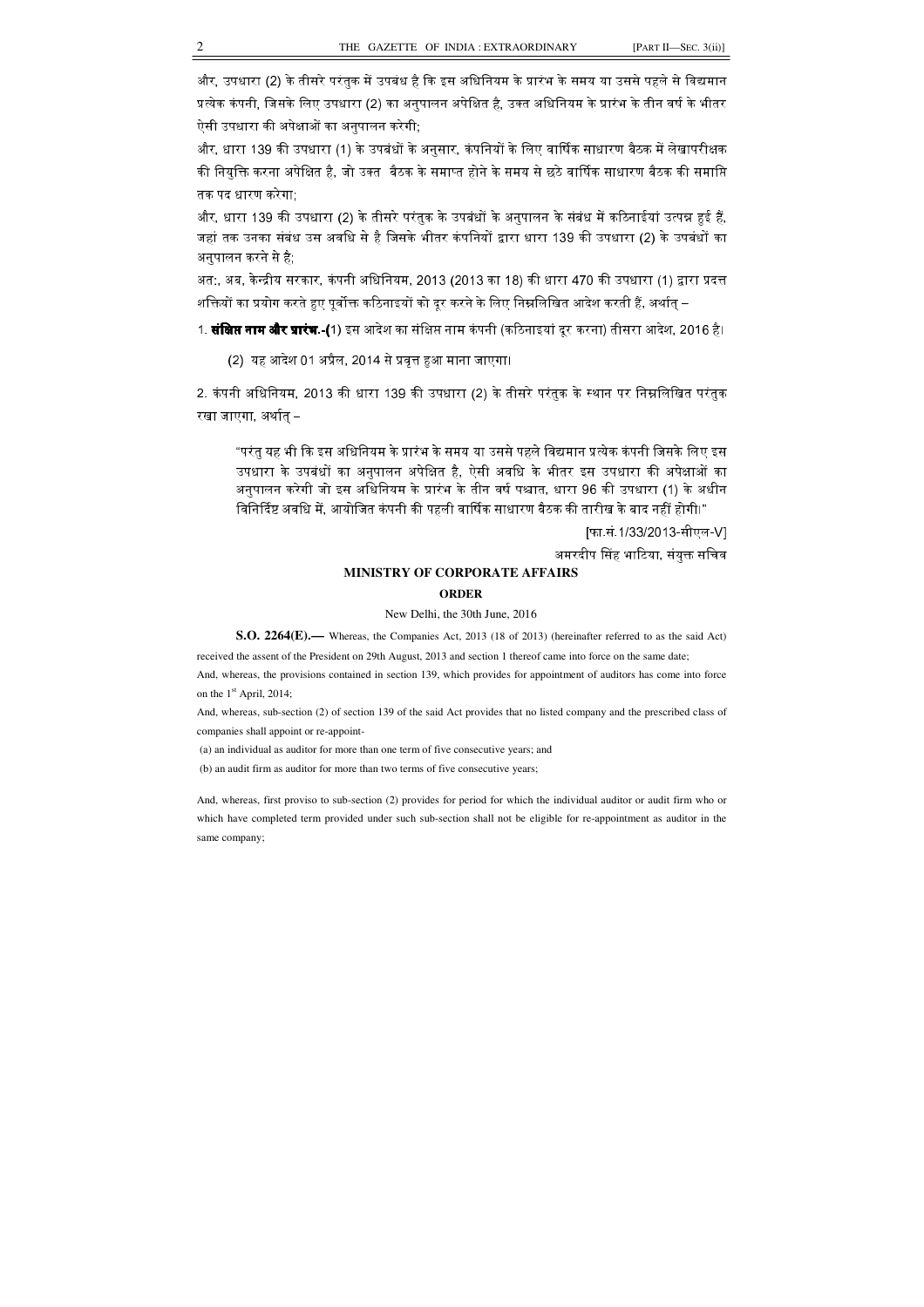और, उपधारा (2) के तीसरे परंतुक में उपबंध है कि इस अधिनियम के प्रारंभ के समय या उससे पहले से विद्यमान प्रत्येक कंपनी, जिसके लिए उपधारा (2) का अनुपालन अपेक्षित है, उक्त अधिनियम के प्रारंभ के तीन वर्ष के भीतर ऐसी उपधारा की अपेक्षाओं का अनुपालन करेगी;

और, धारा 139 की उपधारा (1) के उपबंधों के अनुसार, कंपनियों के लिए वार्षिक साधारण बैठक में लेखापरीक्षक की नियुक्ति करना अपेक्षित है, जो उक्त बैठक के समाप्त होने के समय से छठे वार्षिक साधारण बैठक की समाप्ति तक पद धारण करेगा;

और, धारा 139 की उपधारा (2) के तीसरे परंतुक के उपबंधों के अनुपालन के संबंध में कठिनाईयां उत्पन्न हुई हैं, जहां तक उनका संबंध उस अवधि से है जिसके भीतर कंपनियों द्वारा धारा 139 की उपधारा (2) के उपबंधों का अनुपालन करने से है;

अतः, अब, केन्द्रीय सरकार, कंपनी अधिनियम, 2013 (2013 का 18) की धारा 470 की उपधारा (1) द्वारा प्रदत्त शक्तियों का प्रयोग करते हुए पूर्वोक्त कठिनाइयों को दूर करने के लिए निम्नलिखित आदेश करती हैं, अर्थात् –

1. **संक्षिप्त नाम और प्रारंभ.-(**1) इस आदेश का संक्षिप्त नाम कंपनी (कठिनाइयां दूर करना) तीसरा आदेश, 2016 है।

(2) यह आदेश 01 अप्रैल, 2014 से प्रवृत्त हुआ माना जाएगा।

2. कंपनी अधिनियम, 2013 की धारा 139 की उपधारा (2) के तीसरे परंतुक के स्थान पर निम्नलिखित परंतुक रखा जाएगा, अर्थात् –

> "परंतु यह भी कि इस अधिनियम के प्रारंभ के समय या उससे पहले विद्यमान प्रत्येक कंपनी जिसके लिए इस उपधारा के उपबंधों का अनुपालन अपेक्षित है, ऐसी अवधि के भीतर इस उपधारा की अपेक्षाओं का अनुपालन करेगी जो इस अधिनियम के प्रारंभ के तीन वर्ष पश्चात, धारा 96 की उपधारा (1) के अधीन विनिर्दिष्ट अवधि में, आयोजित कंपनी की पहली वार्षिक साधारण बैठक की तारीख के बाद नहीं होगी।"

[फा.सं.1/33/2013-सीएल-V]

अमरदीप सिंह भाटिया, संयुक्त सचिव

## MINISTRY OF CORPORATE AFFAIRS

### ORDER

New Delhi, the 30th June, 2016

**S.O. 2264(E).—** Whereas, the Companies Act, 2013 (18 of 2013) (hereinafter referred to as the said Act) received the assent of the President on 29th August, 2013 and section 1 thereof came into force on the same date;

And, whereas, the provisions contained in section 139, which provides for appointment of auditors has come into force on the 1st April, 2014;

And, whereas, sub-section (2) of section 139 of the said Act provides that no listed company and the prescribed class of companies shall appoint or re-appoint-

(a) an individual as auditor for more than one term of five consecutive years; and

(b) an audit firm as auditor for more than two terms of five consecutive years;

And, whereas, first proviso to sub-section (2) provides for period for which the individual auditor or audit firm who or which have completed term provided under such sub-section shall not be eligible for re-appointment as auditor in the same company;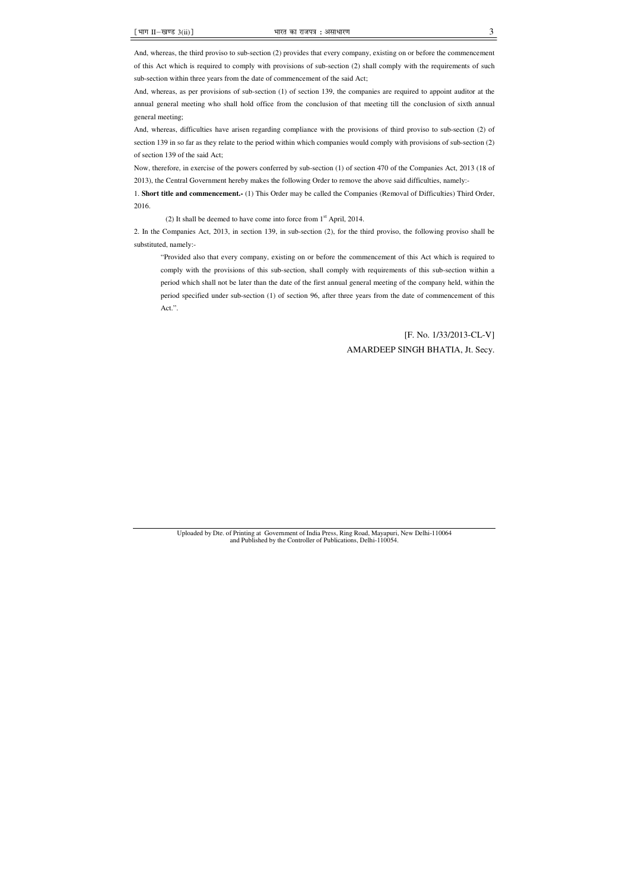And, whereas, the third proviso to sub-section (2) provides that every company, existing on or before the commencement of this Act which is required to comply with provisions of sub-section (2) shall comply with the requirements of such sub-section within three years from the date of commencement of the said Act;

And, whereas, as per provisions of sub-section (1) of section 139, the companies are required to appoint auditor at the annual general meeting who shall hold office from the conclusion of that meeting till the conclusion of sixth annual general meeting;

And, whereas, difficulties have arisen regarding compliance with the provisions of third proviso to sub-section (2) of section 139 in so far as they relate to the period within which companies would comply with provisions of sub-section (2) of section 139 of the said Act;

Now, therefore, in exercise of the powers conferred by sub-section (1) of section 470 of the Companies Act, 2013 (18 of 2013), the Central Government hereby makes the following Order to remove the above said difficulties, namely:-

1. **Short title and commencement.-** (1) This Order may be called the Companies (Removal of Difficulties) Third Order, 2016.

(2) It shall be deemed to have come into force from 1st April, 2014.

2. In the Companies Act, 2013, in section 139, in sub-section (2), for the third proviso, the following proviso shall be substituted, namely:-

"Provided also that every company, existing on or before the commencement of this Act which is required to comply with the provisions of this sub-section, shall comply with requirements of this sub-section within a period which shall not be later than the date of the first annual general meeting of the company held, within the period specified under sub-section (1) of section 96, after three years from the date of commencement of this Act.".

[F. No. 1/33/2013-CL-V]

AMARDEEP SINGH BHATIA, Jt. Secy.

Uploaded by Dte. of Printing at Government of India Press, Ring Road, Mayapuri, New Delhi-110064 and Published by the Controller of Publications, Delhi-110054.